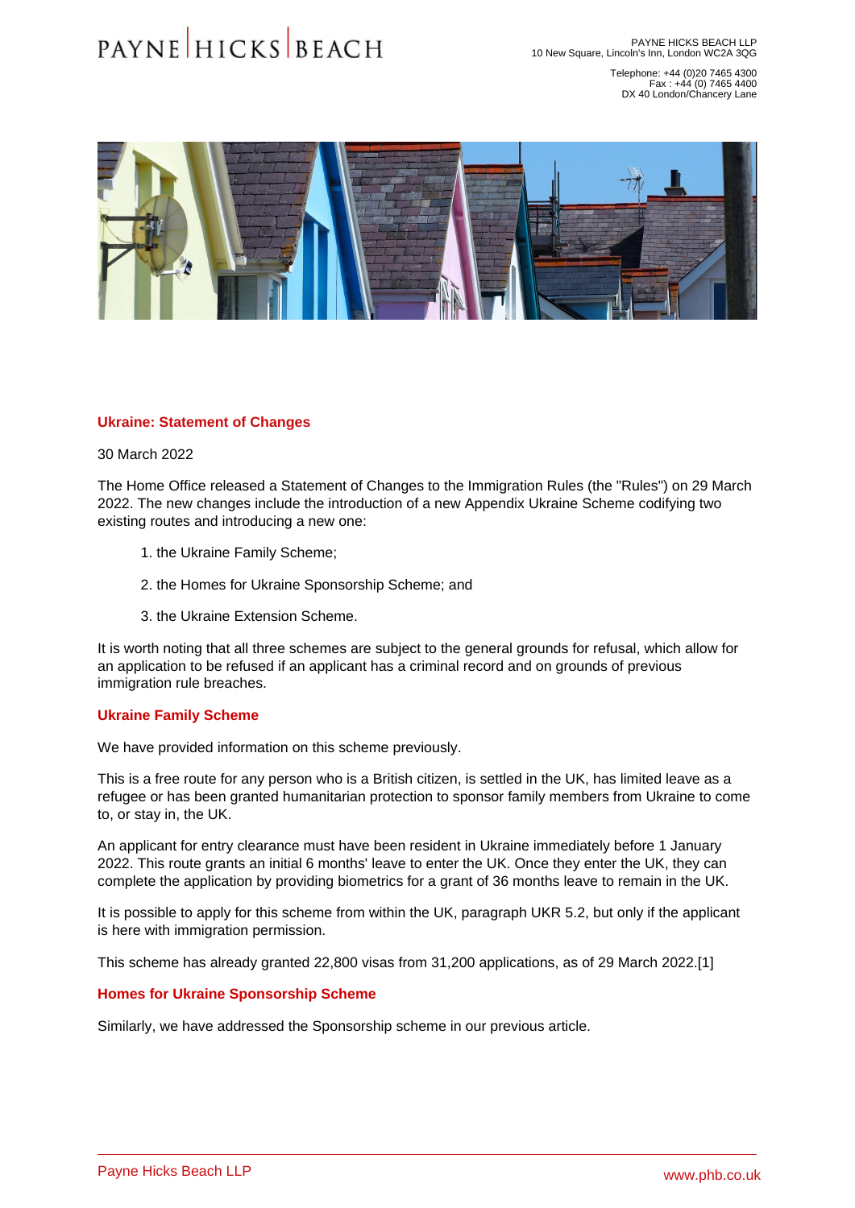## Ukraine: Statement of Changes

30 March 2022

The Home Office released a Statement of Changes to the Immigration Rules (the "Rules") on 29 March 2022. The new changes include the introduction of a new Appendix Ukraine Scheme codifying two existing routes and introducing a new one:

1. the Ukraine Family Scheme;
2. the Homes for Ukraine Sponsorship Scheme; and
3. the Ukraine Extension Scheme.

It is worth noting that all three schemes are subject to the general grounds for refusal, which allow for an application to be refused if an applicant has a criminal record and on grounds of previous immigration rule breaches.

### Ukraine Family Scheme

We have provided information on this scheme previously.

This is a free route for any person who is a British citizen, is settled in the UK, has limited leave as a refugee or has been granted humanitarian protection to sponsor family members from Ukraine to come to, or stay in, the UK.

An applicant for entry clearance must have been resident in Ukraine immediately before 1 January 2022. This route grants an initial 6 months' leave to enter the UK. Once they enter the UK, they can complete the application by providing biometrics for a grant of 36 months leave to remain in the UK.

It is possible to apply for this scheme from within the UK, paragraph UKR 5.2, but only if the applicant is here with immigration permission.

This scheme has already granted 22,800 visas from 31,200 applications, as of 29 March 2022.[1]

### Homes for Ukraine Sponsorship Scheme

Similarly, we have addressed the Sponsorship scheme in our previous article.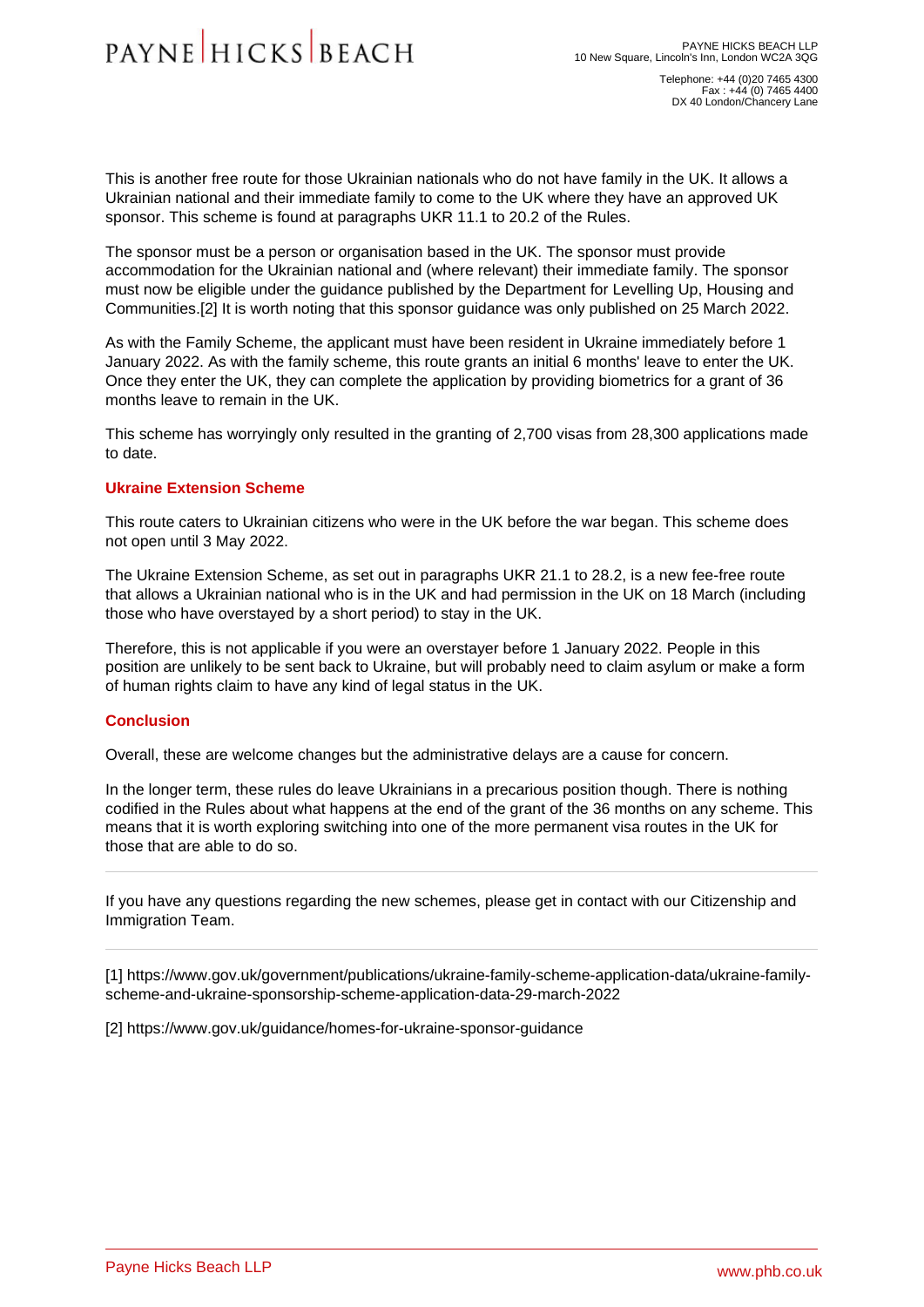This is another free route for those Ukrainian nationals who do not have family in the UK. It allows a Ukrainian national and their immediate family to come to the UK where they have an approved UK sponsor. This scheme is found at paragraphs UKR 11.1 to 20.2 of the Rules.

The sponsor must be a person or organisation based in the UK. The sponsor must provide accommodation for the Ukrainian national and (where relevant) their immediate family. The sponsor must now be eligible under the guidance published by the Department for Levelling Up, Housing and Communities.[2] It is worth noting that this sponsor guidance was only published on 25 March 2022.

As with the Family Scheme, the applicant must have been resident in Ukraine immediately before 1 January 2022. As with the family scheme, this route grants an initial 6 months' leave to enter the UK. Once they enter the UK, they can complete the application by providing biometrics for a grant of 36 months leave to remain in the UK.

This scheme has worryingly only resulted in the granting of 2,700 visas from 28,300 applications made to date.

### Ukraine Extension Scheme

This route caters to Ukrainian citizens who were in the UK before the war began. This scheme does not open until 3 May 2022.

The Ukraine Extension Scheme, as set out in paragraphs UKR 21.1 to 28.2, is a new fee-free route that allows a Ukrainian national who is in the UK and had permission in the UK on 18 March (including those who have overstayed by a short period) to stay in the UK.

Therefore, this is not applicable if you were an overstayer before 1 January 2022. People in this position are unlikely to be sent back to Ukraine, but will probably need to claim asylum or make a form of human rights claim to have any kind of legal status in the UK.

### Conclusion

Overall, these are welcome changes but the administrative delays are a cause for concern.

In the longer term, these rules do leave Ukrainians in a precarious position though. There is nothing codified in the Rules about what happens at the end of the grant of the 36 months on any scheme. This means that it is worth exploring switching into one of the more permanent visa routes in the UK for those that are able to do so.

---

If you have any questions regarding the new schemes, please get in contact with our Citizenship and Immigration Team.

---

[1] https://www.gov.uk/government/publications/ukraine-family-scheme-application-data/ukraine-family-scheme-and-ukraine-sponsorship-scheme-application-data-29-march-2022

[2] https://www.gov.uk/guidance/homes-for-ukraine-sponsor-guidance